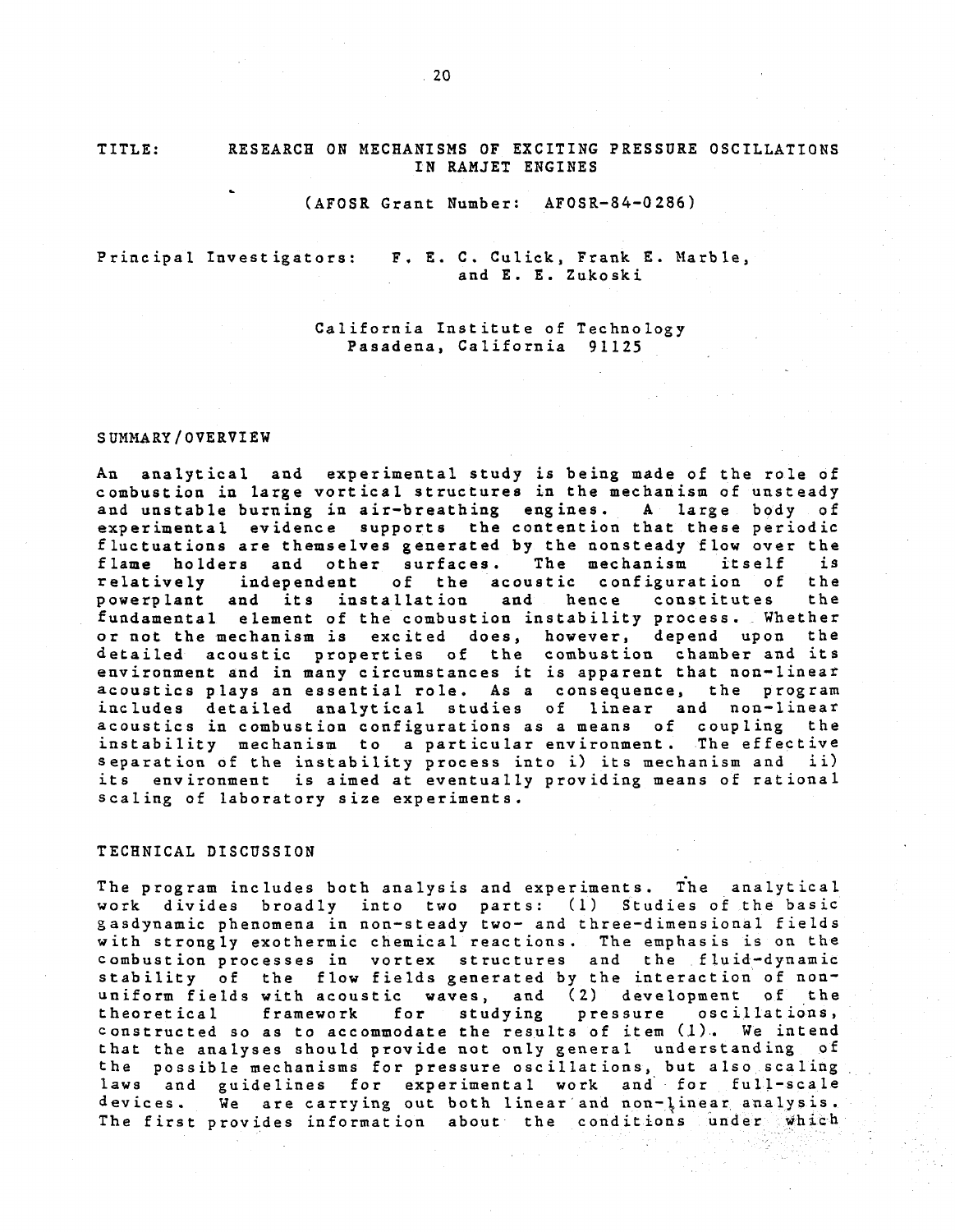# TITLE: RESEARCH ON MECHANISMS OF EXCITING PRESSURE OSCILLATIONS IN RAMJET ENGINES

(AFOSR Grant Number: AFOSR-84-0286)

Principal Investigators: F. E. C. Culick, Frank E. Marble, and E. E. Zukoski

California Institute of Technology
Pasadena, California 91125

## SUMMARY/OVERVIEW

An analytical and experimental study is being made of the role of combustion in large vortical structures in the mechanism of unsteady and unstable burning in air-breathing engines. A large body of experimental evidence supports the contention that these periodic fluctuations are themselves generated by the nonsteady flow over the flame holders and other surfaces. The mechanism itself is relatively independent of the acoustic configuration of the powerplant and its installation and hence constitutes the fundamental element of the combustion instability process. Whether or not the mechanism is excited does, however, depend upon the detailed acoustic properties of the combustion chamber and its environment and in many circumstances it is apparent that non-linear acoustics plays an essential role. As a consequence, the program includes detailed analytical studies of linear and non-linear acoustics in combustion configurations as a means of coupling the instability mechanism to a particular environment. The effective separation of the instability process into i) its mechanism and ii) its environment is aimed at eventually providing means of rational scaling of laboratory size experiments.

## TECHNICAL DISCUSSION

The program includes both analysis and experiments. The analytical work divides broadly into two parts: (1) Studies of the basic gasdynamic phenomena in non-steady two- and three-dimensional fields with strongly exothermic chemical reactions. The emphasis is on the combustion processes in vortex structures and the fluid-dynamic stability of the flow fields generated by the interaction of non-uniform fields with acoustic waves, and (2) development of the theoretical framework for studying pressure oscillations, constructed so as to accommodate the results of item (1). We intend that the analyses should provide not only general understanding of the possible mechanisms for pressure oscillations, but also scaling laws and guidelines for experimental work and for full-scale devices. We are carrying out both linear and non-linear analysis. The first provides information about the conditions under which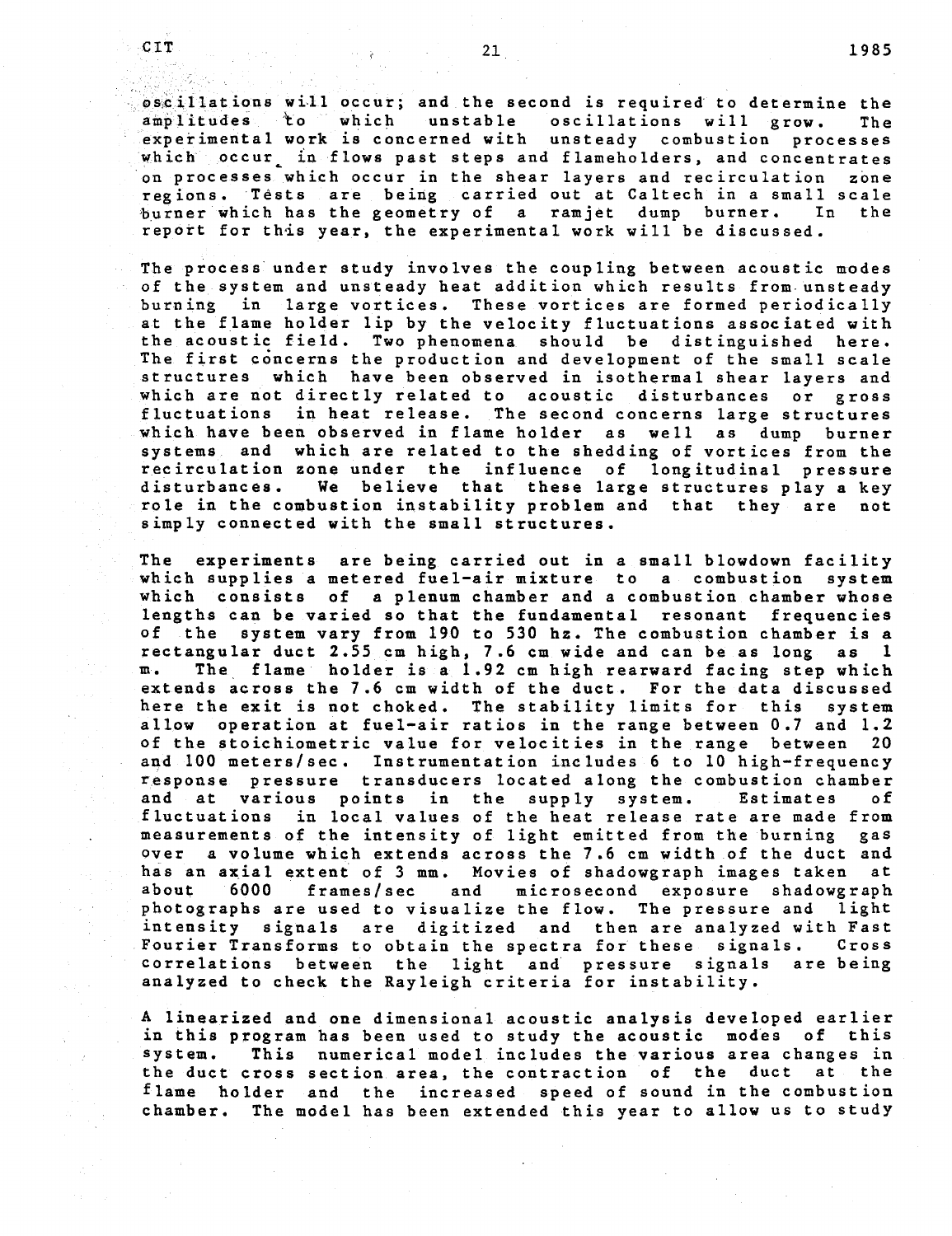oscillations will occur; and the second is required to determine the amplitudes to which unstable oscillations will grow. The experimental work is concerned with unsteady combustion processes which occur in flows past steps and flameholders, and concentrates on processes which occur in the shear layers and recirculation zone regions. Tests are being carried out at Caltech in a small scale burner which has the geometry of a ramjet dump burner. In the report for this year, the experimental work will be discussed.

The process under study involves the coupling between acoustic modes of the system and unsteady heat addition which results from unsteady burning in large vortices. These vortices are formed periodically at the flame holder lip by the velocity fluctuations associated with the acoustic field. Two phenomena should be distinguished here. The first concerns the production and development of the small scale structures which have been observed in isothermal shear layers and which are not directly related to acoustic disturbances or gross fluctuations in heat release. The second concerns large structures which have been observed in flame holder as well as dump burner systems and which are related to the shedding of vortices from the recirculation zone under the influence of longitudinal pressure disturbances. We believe that these large structures play a key role in the combustion instability problem and that they are not simply connected with the small structures.

The experiments are being carried out in a small blowdown facility which supplies a metered fuel-air mixture to a combustion system which consists of a plenum chamber and a combustion chamber whose lengths can be varied so that the fundamental resonant frequencies of the system vary from 190 to 530 hz. The combustion chamber is a rectangular duct 2.55 cm high, 7.6 cm wide and can be as long as 1 m. The flame holder is a 1.92 cm high rearward facing step which extends across the 7.6 cm width of the duct. For the data discussed here the exit is not choked. The stability limits for this system allow operation at fuel-air ratios in the range between 0.7 and 1.2 of the stoichiometric value for velocities in the range between 20 and 100 meters/sec. Instrumentation includes 6 to 10 high-frequency response pressure transducers located along the combustion chamber and at various points in the supply system. Estimates of fluctuations in local values of the heat release rate are made from measurements of the intensity of light emitted from the burning gas over a volume which extends across the 7.6 cm width of the duct and has an axial extent of 3 mm. Movies of shadowgraph images taken at about 6000 frames/sec and microsecond exposure shadowgraph photographs are used to visualize the flow. The pressure and light intensity signals are digitized and then are analyzed with Fast Fourier Transforms to obtain the spectra for these signals. Cross correlations between the light and pressure signals are being analyzed to check the Rayleigh criteria for instability.

A linearized and one dimensional acoustic analysis developed earlier in this program has been used to study the acoustic modes of this system. This numerical model includes the various area changes in the duct cross section area, the contraction of the duct at the flame holder and the increased speed of sound in the combustion chamber. The model has been extended this year to allow us to study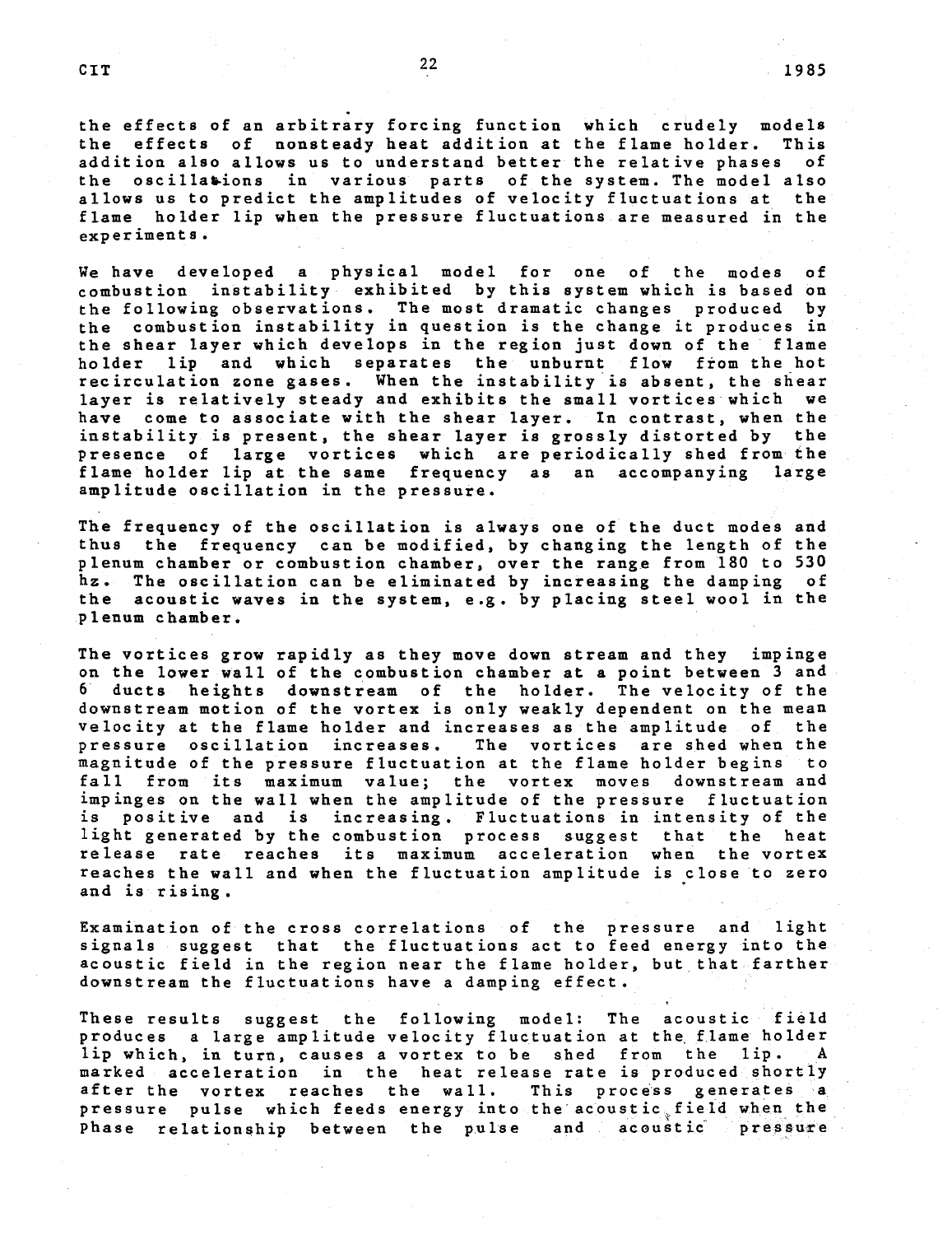the effects of an arbitrary forcing function which crudely models the effects of nonsteady heat addition at the flame holder. This addition also allows us to understand better the relative phases of the oscillations in various parts of the system. The model also allows us to predict the amplitudes of velocity fluctuations at the flame holder lip when the pressure fluctuations are measured in the experiments.

We have developed a physical model for one of the modes of combustion instability exhibited by this system which is based on the following observations. The most dramatic changes produced by the combustion instability in question is the change it produces in the shear layer which develops in the region just down of the flame holder lip and which separates the unburnt flow from the hot recirculation zone gases. When the instability is absent, the shear layer is relatively steady and exhibits the small vortices which we have come to associate with the shear layer. In contrast, when the instability is present, the shear layer is grossly distorted by the presence of large vortices which are periodically shed from the flame holder lip at the same frequency as an accompanying large amplitude oscillation in the pressure.

The frequency of the oscillation is always one of the duct modes and thus the frequency can be modified, by changing the length of the plenum chamber or combustion chamber, over the range from 180 to 530 hz. The oscillation can be eliminated by increasing the damping of the acoustic waves in the system, e.g. by placing steel wool in the plenum chamber.

The vortices grow rapidly as they move down stream and they impinge on the lower wall of the combustion chamber at a point between 3 and 6 ducts heights downstream of the holder. The velocity of the downstream motion of the vortex is only weakly dependent on the mean velocity at the flame holder and increases as the amplitude of the pressure oscillation increases. The vortices are shed when the magnitude of the pressure fluctuation at the flame holder begins to fall from its maximum value; the vortex moves downstream and impinges on the wall when the amplitude of the pressure fluctuation is positive and is increasing. Fluctuations in intensity of the light generated by the combustion process suggest that the heat release rate reaches its maximum acceleration when the vortex reaches the wall and when the fluctuation amplitude is close to zero and is rising.

Examination of the cross correlations of the pressure and light signals suggest that the fluctuations act to feed energy into the acoustic field in the region near the flame holder, but that farther downstream the fluctuations have a damping effect.

These results suggest the following model: The acoustic field produces a large amplitude velocity fluctuation at the flame holder lip which, in turn, causes a vortex to be shed from the lip. A marked acceleration in the heat release rate is produced shortly after the vortex reaches the wall. This process generates a pressure pulse which feeds energy into the acoustic field when the Phase relationship between the pulse and acoustic pressure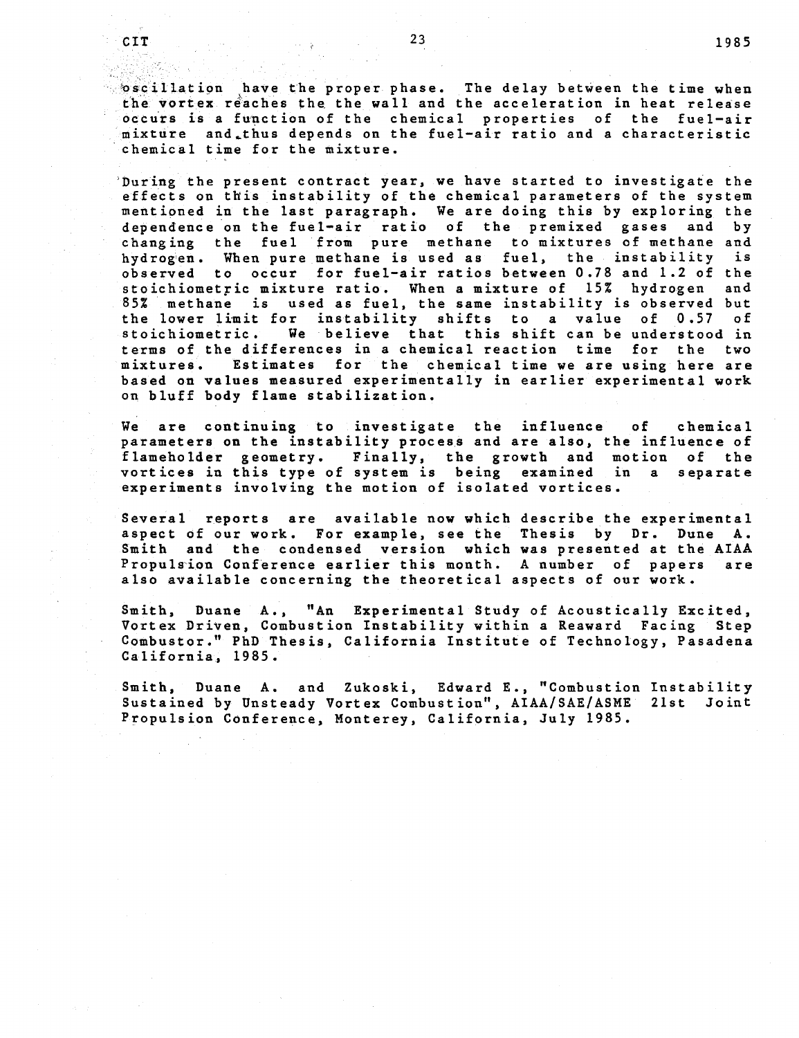oscillation have the proper phase. The delay between the time when the vortex reaches the the wall and the acceleration in heat release occurs is a function of the chemical properties of the fuel-air mixture and thus depends on the fuel-air ratio and a characteristic chemical time for the mixture.

During the present contract year, we have started to investigate the effects on this instability of the chemical parameters of the system mentioned in the last paragraph. We are doing this by exploring the dependence on the fuel-air ratio of the premixed gases and by changing the fuel from pure methane to mixtures of methane and hydrogen. When pure methane is used as fuel, the instability is observed to occur for fuel-air ratios between 0.78 and 1.2 of the stoichiometric mixture ratio. When a mixture of 15% hydrogen and 85% methane is used as fuel, the same instability is observed but the lower limit for instability shifts to a value of 0.57 of stoichiometric. We believe that this shift can be understood in terms of the differences in a chemical reaction time for the two mixtures. Estimates for the chemical time we are using here are based on values measured experimentally in earlier experimental work on bluff body flame stabilization.

We are continuing to investigate the influence of chemical parameters on the instability process and are also, the influence of flameholder geometry. Finally, the growth and motion of the vortices in this type of system is being examined in a separate experiments involving the motion of isolated vortices.

Several reports are available now which describe the experimental aspect of our work. For example, see the Thesis by Dr. Dune A. Smith and the condensed version which was presented at the AIAA Propulsion Conference earlier this month. A number of papers are also available concerning the theoretical aspects of our work.

Smith, Duane A., "An Experimental Study of Acoustically Excited, Vortex Driven, Combustion Instability within a Reaward Facing Step Combustor." PhD Thesis, California Institute of Technology, Pasadena California, 1985.

Smith, Duane A. and Zukoski, Edward E., "Combustion Instability Sustained by Unsteady Vortex Combustion", AIAA/SAE/ASME 21st Joint Propulsion Conference, Monterey, California, July 1985.